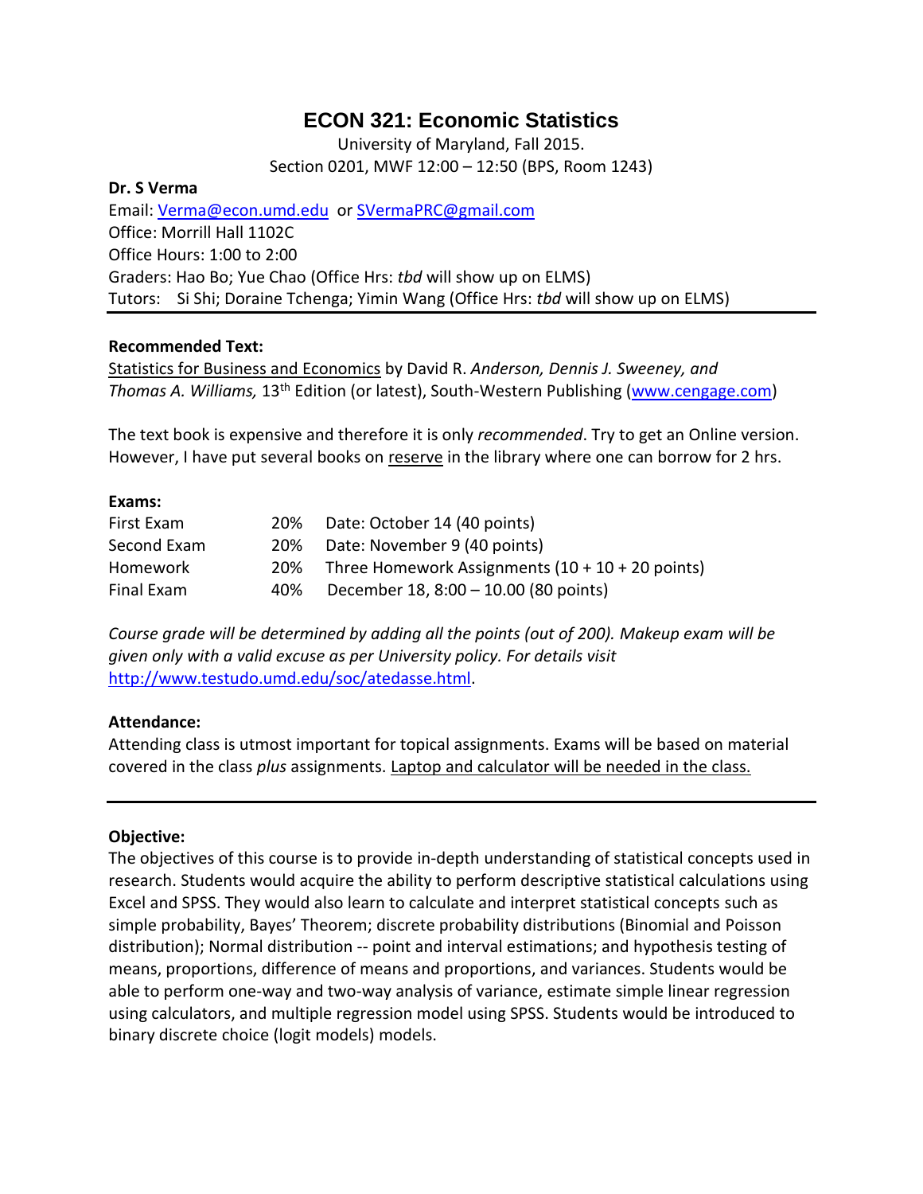# ECON 321: Economic Statistics

University of Maryland, Fall 2015.
Section 0201, MWF 12:00 – 12:50 (BPS, Room 1243)

**Dr. S Verma**
Email: Verma@econ.umd.edu or SVermaPRC@gmail.com
Office: Morrill Hall 1102C
Office Hours: 1:00 to 2:00
Graders: Hao Bo; Yue Chao (Office Hrs: *tbd* will show up on ELMS)
Tutors: Si Shi; Doraine Tchenga; Yimin Wang (Office Hrs: *tbd* will show up on ELMS)

---

**Recommended Text:**
Statistics for Business and Economics by David R. *Anderson, Dennis J. Sweeney, and Thomas A. Williams,* 13th Edition (or latest), South-Western Publishing (www.cengage.com)

The text book is expensive and therefore it is only *recommended*. Try to get an Online version. However, I have put several books on reserve in the library where one can borrow for 2 hrs.

**Exams:**

| | | |
|---|---|---|
| First Exam | 20% | Date: October 14 (40 points) |
| Second Exam | 20% | Date: November 9 (40 points) |
| Homework | 20% | Three Homework Assignments (10 + 10 + 20 points) |
| Final Exam | 40% | December 18, 8:00 – 10.00 (80 points) |

*Course grade will be determined by adding all the points (out of 200). Makeup exam will be given only with a valid excuse as per University policy. For details visit* http://www.testudo.umd.edu/soc/atedasse.html.

**Attendance:**
Attending class is utmost important for topical assignments. Exams will be based on material covered in the class *plus* assignments. Laptop and calculator will be needed in the class.

---

**Objective:**
The objectives of this course is to provide in-depth understanding of statistical concepts used in research. Students would acquire the ability to perform descriptive statistical calculations using Excel and SPSS. They would also learn to calculate and interpret statistical concepts such as simple probability, Bayes' Theorem; discrete probability distributions (Binomial and Poisson distribution); Normal distribution -- point and interval estimations; and hypothesis testing of means, proportions, difference of means and proportions, and variances. Students would be able to perform one-way and two-way analysis of variance, estimate simple linear regression using calculators, and multiple regression model using SPSS. Students would be introduced to binary discrete choice (logit models) models.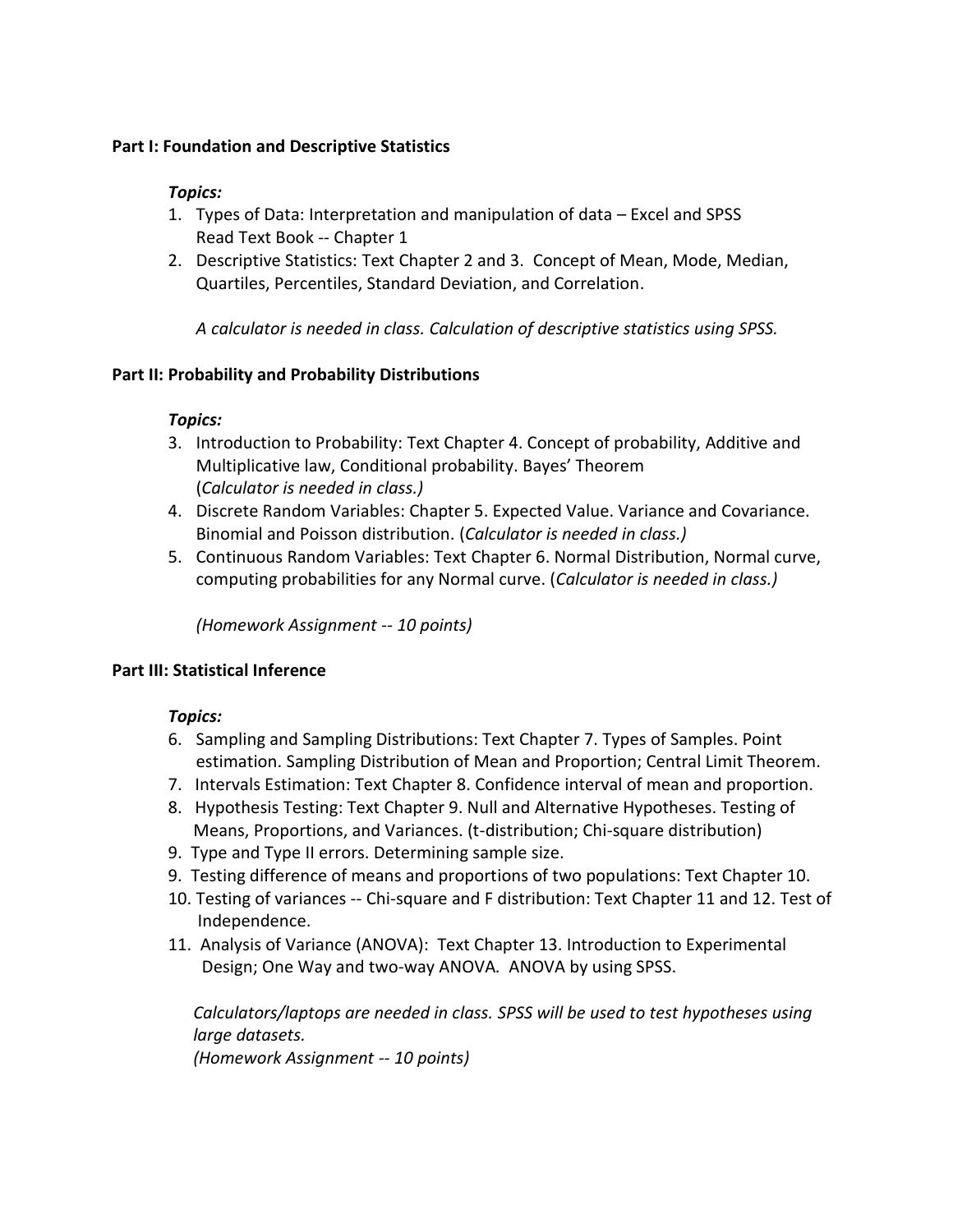**Part I: Foundation and Descriptive Statistics**

***Topics:***

1. Types of Data: Interpretation and manipulation of data – Excel and SPSS
   Read Text Book -- Chapter 1
2. Descriptive Statistics: Text Chapter 2 and 3. Concept of Mean, Mode, Median, Quartiles, Percentiles, Standard Deviation, and Correlation.

   *A calculator is needed in class. Calculation of descriptive statistics using SPSS.*

**Part II: Probability and Probability Distributions**

***Topics:***

3. Introduction to Probability: Text Chapter 4. Concept of probability, Additive and Multiplicative law, Conditional probability. Bayes' Theorem
   (*Calculator is needed in class.)*
4. Discrete Random Variables: Chapter 5. Expected Value. Variance and Covariance. Binomial and Poisson distribution. (*Calculator is needed in class.)*
5. Continuous Random Variables: Text Chapter 6. Normal Distribution, Normal curve, computing probabilities for any Normal curve. (*Calculator is needed in class.)*

   *(Homework Assignment -- 10 points)*

**Part III: Statistical Inference**

***Topics:***

6. Sampling and Sampling Distributions: Text Chapter 7. Types of Samples. Point estimation. Sampling Distribution of Mean and Proportion; Central Limit Theorem.
7. Intervals Estimation: Text Chapter 8. Confidence interval of mean and proportion.
8. Hypothesis Testing: Text Chapter 9. Null and Alternative Hypotheses. Testing of Means, Proportions, and Variances. (t-distribution; Chi-square distribution)
9. Type and Type II errors. Determining sample size.
9. Testing difference of means and proportions of two populations: Text Chapter 10.
10. Testing of variances -- Chi-square and F distribution: Text Chapter 11 and 12. Test of Independence.
11. Analysis of Variance (ANOVA): Text Chapter 13. Introduction to Experimental Design; One Way and two-way ANOVA*.* ANOVA by using SPSS.

    *Calculators/laptops are needed in class. SPSS will be used to test hypotheses using large datasets.*
    *(Homework Assignment -- 10 points)*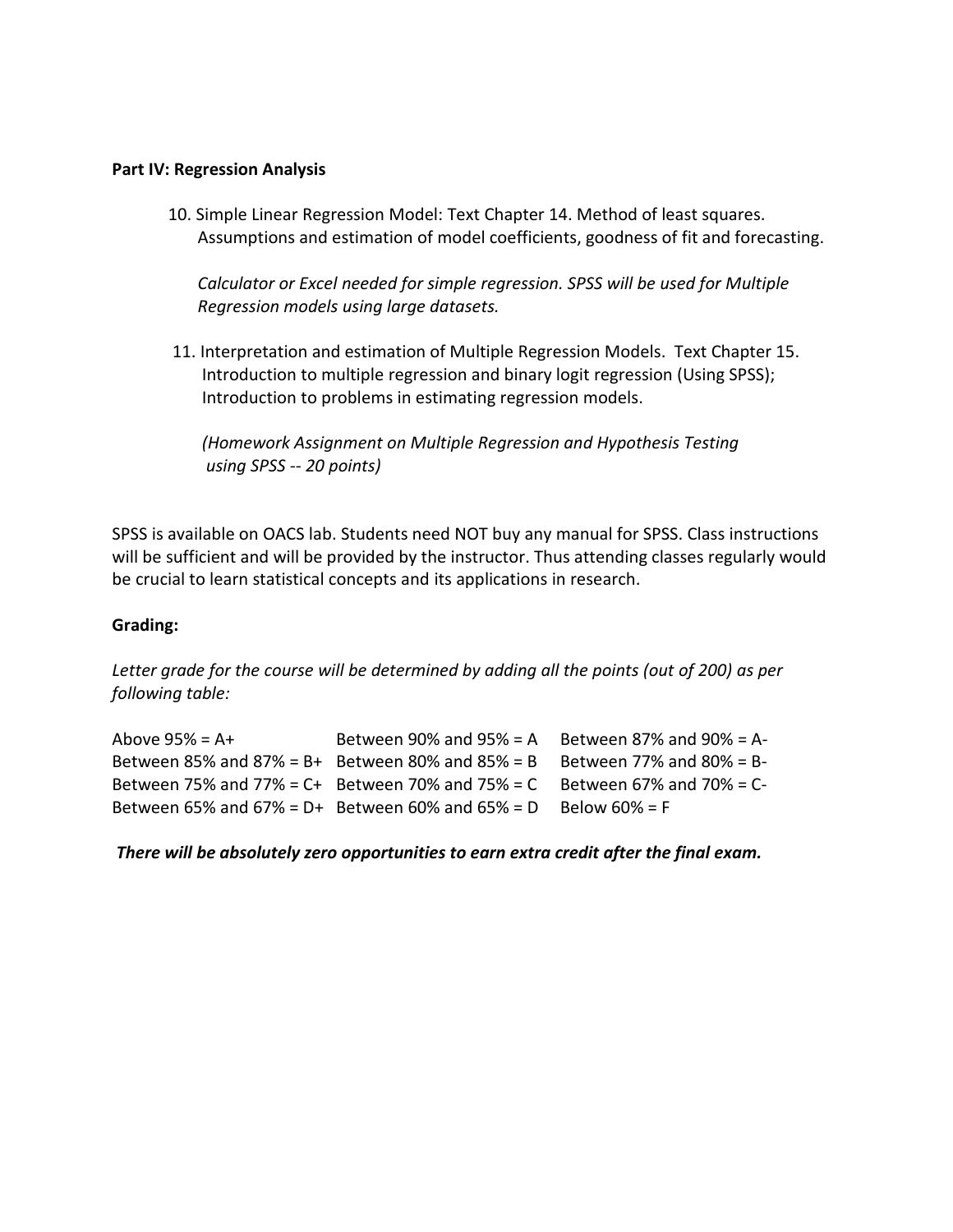**Part IV: Regression Analysis**

10. Simple Linear Regression Model: Text Chapter 14. Method of least squares. Assumptions and estimation of model coefficients, goodness of fit and forecasting.

    *Calculator or Excel needed for simple regression. SPSS will be used for Multiple Regression models using large datasets.*

11. Interpretation and estimation of Multiple Regression Models. Text Chapter 15. Introduction to multiple regression and binary logit regression (Using SPSS); Introduction to problems in estimating regression models.

    *(Homework Assignment on Multiple Regression and Hypothesis Testing using SPSS -- 20 points)*

SPSS is available on OACS lab. Students need NOT buy any manual for SPSS. Class instructions will be sufficient and will be provided by the instructor. Thus attending classes regularly would be crucial to learn statistical concepts and its applications in research.

**Grading:**

*Letter grade for the course will be determined by adding all the points (out of 200) as per following table:*

| | | |
|---|---|---|
| Above 95% = A+ | Between 90% and 95% = A | Between 87% and 90% = A- |
| Between 85% and 87% = B+ | Between 80% and 85% = B | Between 77% and 80% = B- |
| Between 75% and 77% = C+ | Between 70% and 75% = C | Between 67% and 70% = C- |
| Between 65% and 67% = D+ | Between 60% and 65% = D | Below 60% = F |

***There will be absolutely zero opportunities to earn extra credit after the final exam.***